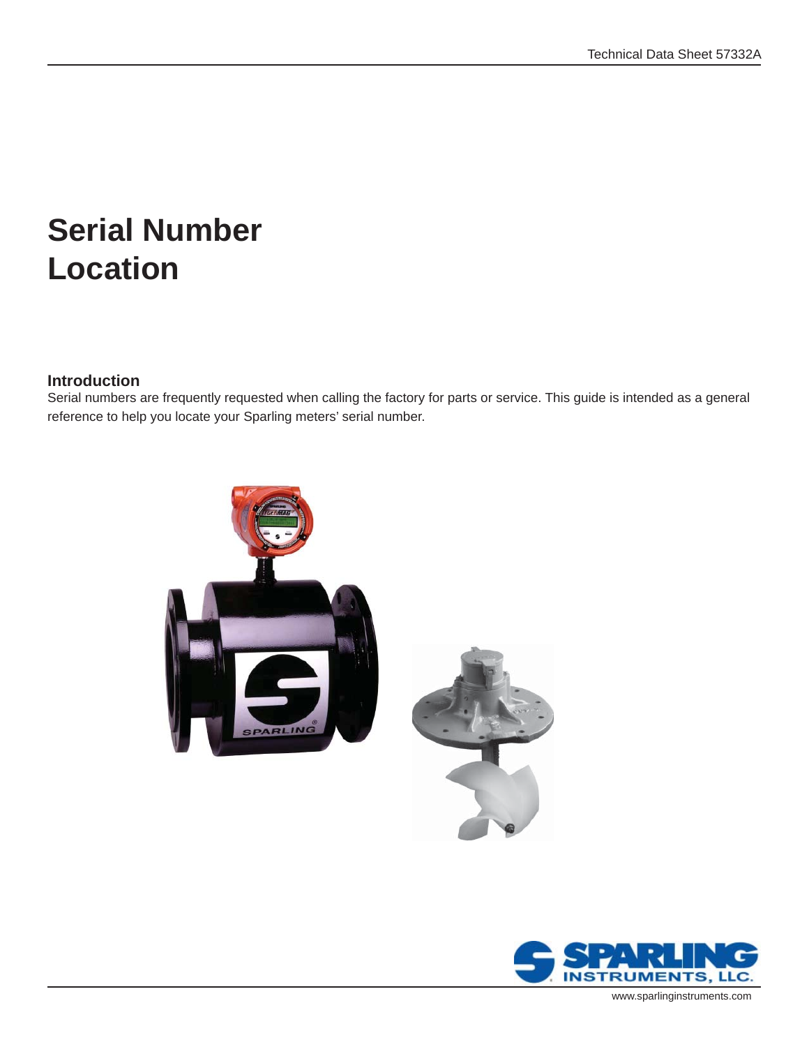# Serial Number Location

## Introduction

Serial numbers are frequently requested when calling the factory for parts or service. This guide is intended as a general reference to help you locate your Sparling meters' serial number.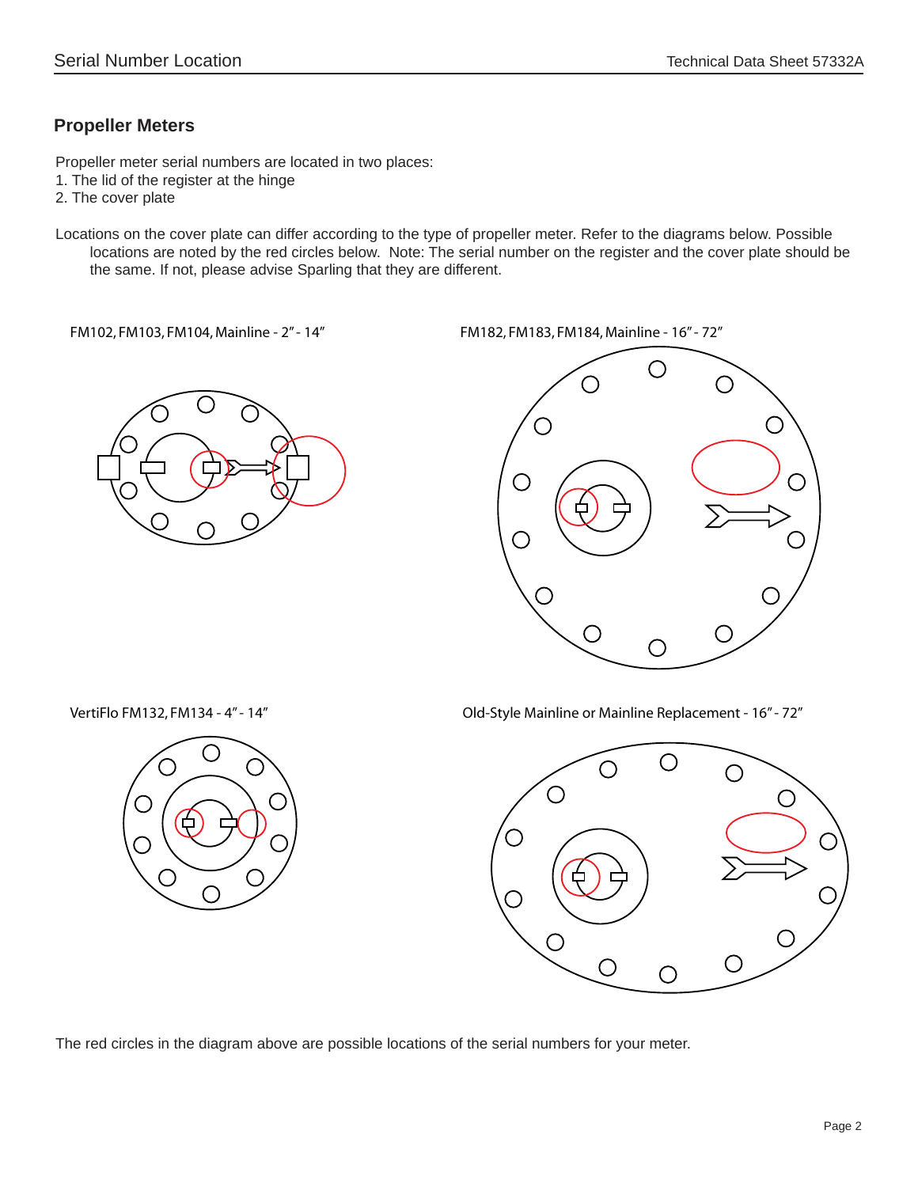## Propeller Meters

Propeller meter serial numbers are located in two places:
1. The lid of the register at the hinge
2. The cover plate

Locations on the cover plate can differ according to the type of propeller meter. Refer to the diagrams below. Possible locations are noted by the red circles below. Note: The serial number on the register and the cover plate should be the same. If not, please advise Sparling that they are different.

FM102, FM103, FM104, Mainline - 2" - 14"

FM182, FM183, FM184, Mainline - 16" - 72"

VertiFlo FM132, FM134 - 4" - 14"

Old-Style Mainline or Mainline Replacement - 16" - 72"

The red circles in the diagram above are possible locations of the serial numbers for your meter.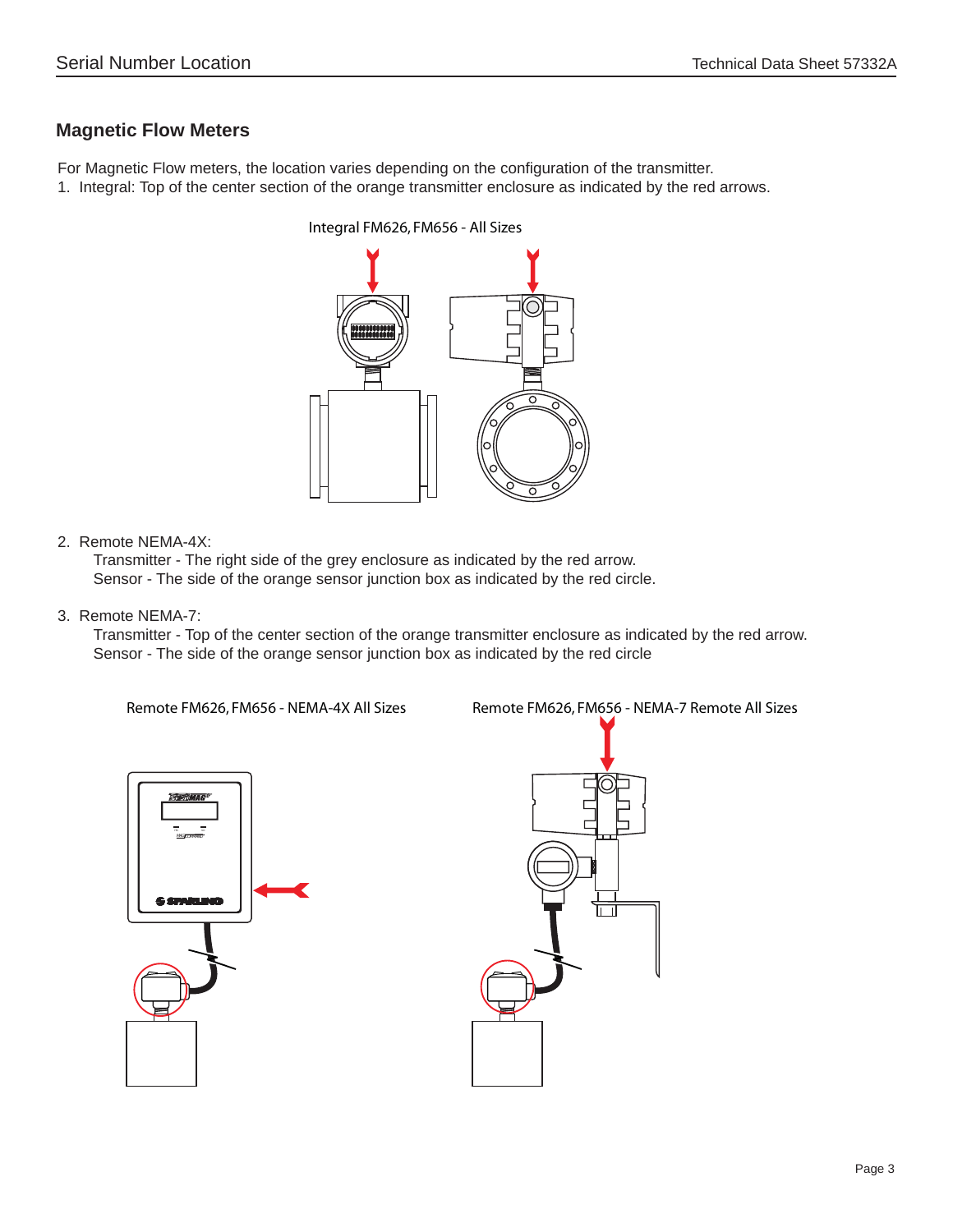## Magnetic Flow Meters

For Magnetic Flow meters, the location varies depending on the configuration of the transmitter.

1. Integral: Top of the center section of the orange transmitter enclosure as indicated by the red arrows.

Integral FM626, FM656 - All Sizes

2. Remote NEMA-4X:
   Transmitter - The right side of the grey enclosure as indicated by the red arrow.
   Sensor - The side of the orange sensor junction box as indicated by the red circle.

3. Remote NEMA-7:
   Transmitter - Top of the center section of the orange transmitter enclosure as indicated by the red arrow.
   Sensor - The side of the orange sensor junction box as indicated by the red circle

Remote FM626, FM656 - NEMA-4X All Sizes

Remote FM626, FM656 - NEMA-7 Remote All Sizes